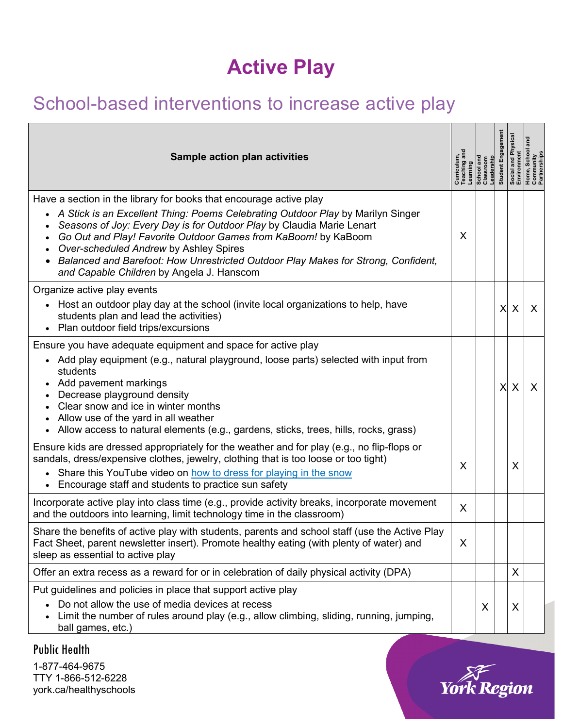# Active Play

## School-based interventions to increase active play

| Sample action plan activities | Curriculum, Teaching and Learning | School and Classroom Leadership | Student Engagement | Social and Physical Environment | Home, School and Community Partnerships |
|---|---|---|---|---|---|
| Have a section in the library for books that encourage active play<br>• *A Stick is an Excellent Thing: Poems Celebrating Outdoor Play* by Marilyn Singer<br>• *Seasons of Joy: Every Day is for Outdoor Play* by Claudia Marie Lenart<br>• *Go Out and Play! Favorite Outdoor Games from KaBoom!* by KaBoom<br>• *Over-scheduled Andrew* by Ashley Spires<br>• *Balanced and Barefoot: How Unrestricted Outdoor Play Makes for Strong, Confident, and Capable Children* by Angela J. Hanscom | X | | | | |
| Organize active play events<br>• Host an outdoor play day at the school (invite local organizations to help, have students plan and lead the activities)<br>• Plan outdoor field trips/excursions | | | X | X | X |
| Ensure you have adequate equipment and space for active play<br>• Add play equipment (e.g., natural playground, loose parts) selected with input from students<br>• Add pavement markings<br>• Decrease playground density<br>• Clear snow and ice in winter months<br>• Allow use of the yard in all weather<br>• Allow access to natural elements (e.g., gardens, sticks, trees, hills, rocks, grass) | | | X | X | X |
| Ensure kids are dressed appropriately for the weather and for play (e.g., no flip-flops or sandals, dress/expensive clothes, jewelry, clothing that is too loose or too tight)<br>• Share this YouTube video on how to dress for playing in the snow<br>• Encourage staff and students to practice sun safety | X | | | X | |
| Incorporate active play into class time (e.g., provide activity breaks, incorporate movement and the outdoors into learning, limit technology time in the classroom) | X | | | | |
| Share the benefits of active play with students, parents and school staff (use the Active Play Fact Sheet, parent newsletter insert). Promote healthy eating (with plenty of water) and sleep as essential to active play | X | | | | |
| Offer an extra recess as a reward for or in celebration of daily physical activity (DPA) | | | | X | |
| Put guidelines and policies in place that support active play<br>• Do not allow the use of media devices at recess<br>• Limit the number of rules around play (e.g., allow climbing, sliding, running, jumping, ball games, etc.) | | X | | X | |

Public Health

1-877-464-9675
TTY 1-866-512-6228
york.ca/healthyschools

York Region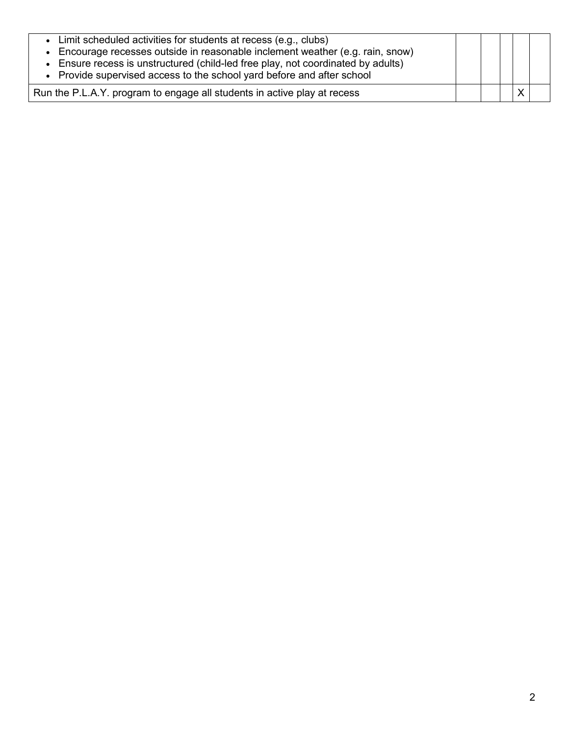| | | | | | |
|---|---|---|---|---|---|
| • Limit scheduled activities for students at recess (e.g., clubs)<br>• Encourage recesses outside in reasonable inclement weather (e.g. rain, snow)<br>• Ensure recess is unstructured (child-led free play, not coordinated by adults)<br>• Provide supervised access to the school yard before and after school | | | | | |
| Run the P.L.A.Y. program to engage all students in active play at recess | | | | X | |